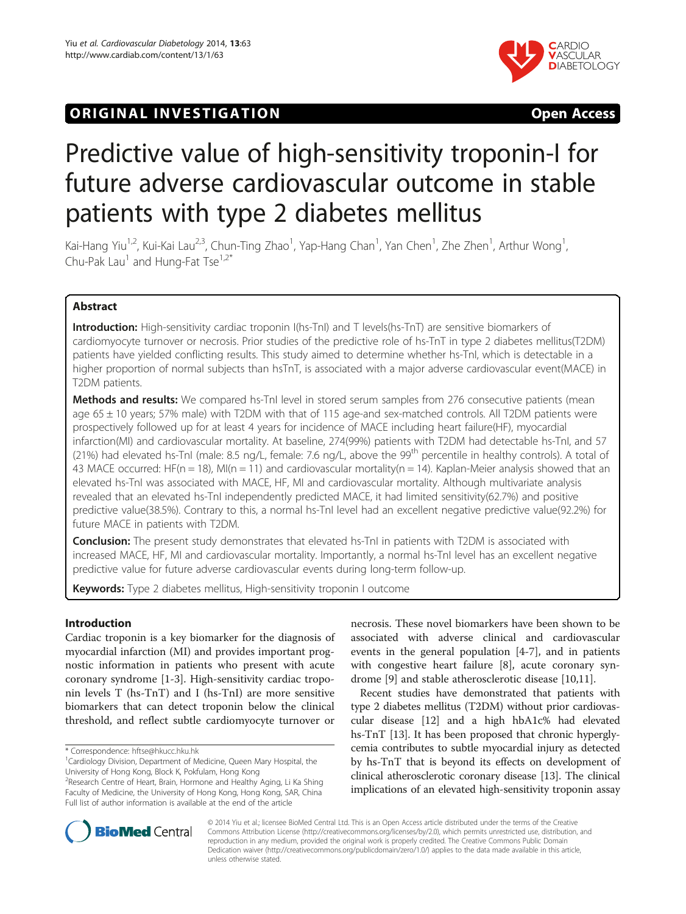ORIGINAL INVESTIGATION Open Access

# Predictive value of high-sensitivity troponin-I for future adverse cardiovascular outcome in stable patients with type 2 diabetes mellitus

Kai-Hang Yiu[1,2], Kui-Kai Lau[2,3], Chun-Ting Zhao[1], Yap-Hang Chan[1], Yan Chen[1], Zhe Zhen[1], Arthur Wong[1], Chu-Pak Lau[1] and Hung-Fat Tse[1,2*]

## Abstract

**Introduction:** High-sensitivity cardiac troponin I(hs-TnI) and T levels(hs-TnT) are sensitive biomarkers of cardiomyocyte turnover or necrosis. Prior studies of the predictive role of hs-TnT in type 2 diabetes mellitus(T2DM) patients have yielded conflicting results. This study aimed to determine whether hs-TnI, which is detectable in a higher proportion of normal subjects than hsTnT, is associated with a major adverse cardiovascular event(MACE) in T2DM patients.

**Methods and results:** We compared hs-TnI level in stored serum samples from 276 consecutive patients (mean age 65 ± 10 years; 57% male) with T2DM with that of 115 age-and sex-matched controls. All T2DM patients were prospectively followed up for at least 4 years for incidence of MACE including heart failure(HF), myocardial infarction(MI) and cardiovascular mortality. At baseline, 274(99%) patients with T2DM had detectable hs-TnI, and 57 (21%) had elevated hs-TnI (male: 8.5 ng/L, female: 7.6 ng/L, above the 99$^{th}$ percentile in healthy controls). A total of 43 MACE occurred: HF(n = 18), MI(n = 11) and cardiovascular mortality(n = 14). Kaplan-Meier analysis showed that an elevated hs-TnI was associated with MACE, HF, MI and cardiovascular mortality. Although multivariate analysis revealed that an elevated hs-TnI independently predicted MACE, it had limited sensitivity(62.7%) and positive predictive value(38.5%). Contrary to this, a normal hs-TnI level had an excellent negative predictive value(92.2%) for future MACE in patients with T2DM.

**Conclusion:** The present study demonstrates that elevated hs-TnI in patients with T2DM is associated with increased MACE, HF, MI and cardiovascular mortality. Importantly, a normal hs-TnI level has an excellent negative predictive value for future adverse cardiovascular events during long-term follow-up.

**Keywords:** Type 2 diabetes mellitus, High-sensitivity troponin I outcome

## Introduction

Cardiac troponin is a key biomarker for the diagnosis of myocardial infarction (MI) and provides important prognostic information in patients who present with acute coronary syndrome [1-3]. High-sensitivity cardiac troponin levels T (hs-TnT) and I (hs-TnI) are more sensitive biomarkers that can detect troponin below the clinical threshold, and reflect subtle cardiomyocyte turnover or necrosis. These novel biomarkers have been shown to be associated with adverse clinical and cardiovascular events in the general population [4-7], and in patients with congestive heart failure [8], acute coronary syndrome [9] and stable atherosclerotic disease [10,11].

Recent studies have demonstrated that patients with type 2 diabetes mellitus (T2DM) without prior cardiovascular disease [12] and a high hbA1c% had elevated hs-TnT [13]. It has been proposed that chronic hyperglycemia contributes to subtle myocardial injury as detected by hs-TnT that is beyond its effects on development of clinical atherosclerotic coronary disease [13]. The clinical implications of an elevated high-sensitivity troponin assay

\* Correspondence: hftse@hkucc.hku.hk
[1]Cardiology Division, Department of Medicine, Queen Mary Hospital, the University of Hong Kong, Block K, Pokfulam, Hong Kong
[2]Research Centre of Heart, Brain, Hormone and Healthy Aging, Li Ka Shing Faculty of Medicine, the University of Hong Kong, Hong Kong, SAR, China
Full list of author information is available at the end of the article

© 2014 Yiu et al.; licensee BioMed Central Ltd. This is an Open Access article distributed under the terms of the Creative Commons Attribution License (http://creativecommons.org/licenses/by/2.0), which permits unrestricted use, distribution, and reproduction in any medium, provided the original work is properly credited. The Creative Commons Public Domain Dedication waiver (http://creativecommons.org/publicdomain/zero/1.0/) applies to the data made available in this article, unless otherwise stated.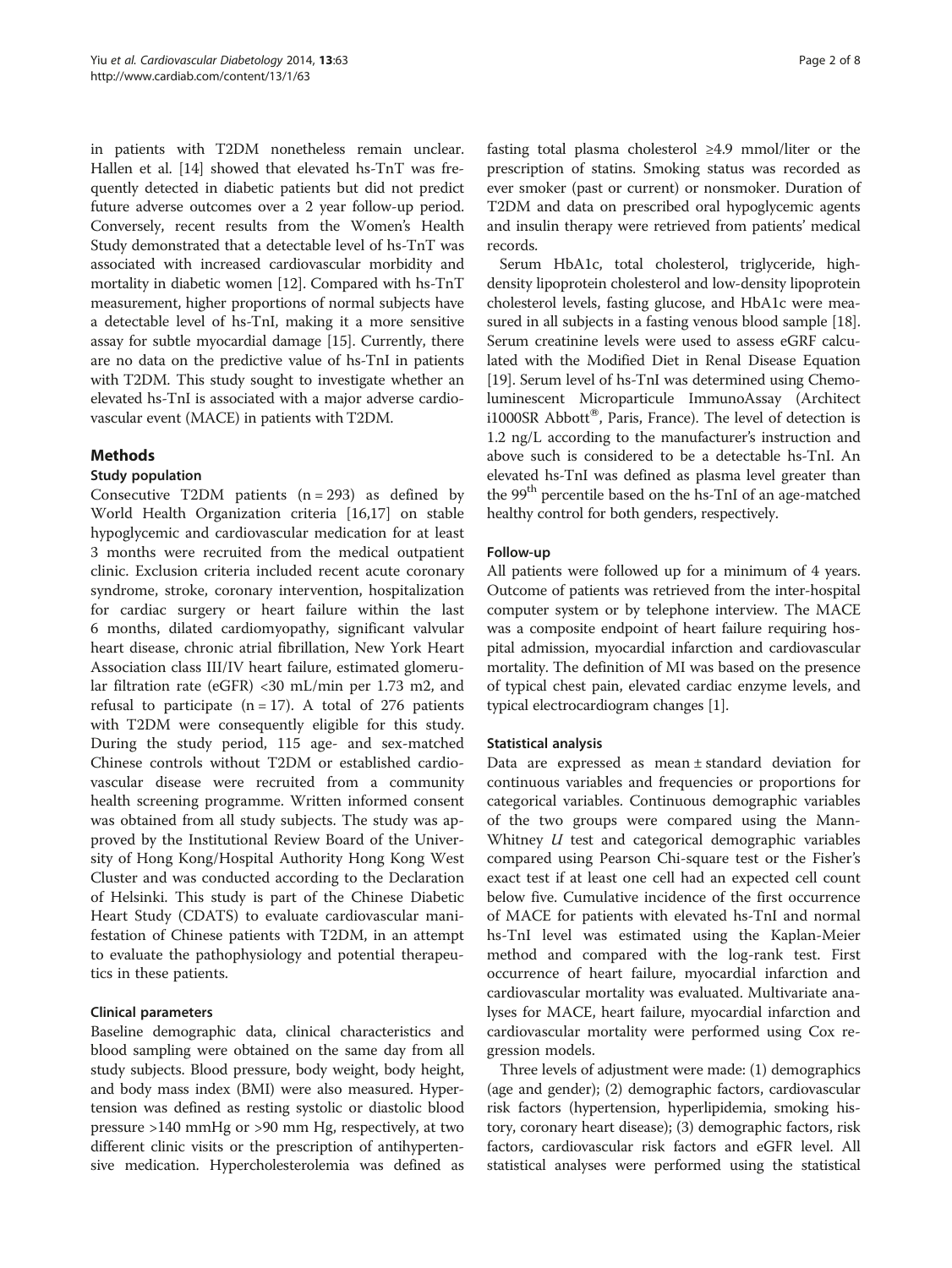in patients with T2DM nonetheless remain unclear. Hallen et al. [14] showed that elevated hs-TnT was frequently detected in diabetic patients but did not predict future adverse outcomes over a 2 year follow-up period. Conversely, recent results from the Women's Health Study demonstrated that a detectable level of hs-TnT was associated with increased cardiovascular morbidity and mortality in diabetic women [12]. Compared with hs-TnT measurement, higher proportions of normal subjects have a detectable level of hs-TnI, making it a more sensitive assay for subtle myocardial damage [15]. Currently, there are no data on the predictive value of hs-TnI in patients with T2DM. This study sought to investigate whether an elevated hs-TnI is associated with a major adverse cardiovascular event (MACE) in patients with T2DM.

## Methods

### Study population

Consecutive T2DM patients (n = 293) as defined by World Health Organization criteria [16,17] on stable hypoglycemic and cardiovascular medication for at least 3 months were recruited from the medical outpatient clinic. Exclusion criteria included recent acute coronary syndrome, stroke, coronary intervention, hospitalization for cardiac surgery or heart failure within the last 6 months, dilated cardiomyopathy, significant valvular heart disease, chronic atrial fibrillation, New York Heart Association class III/IV heart failure, estimated glomerular filtration rate (eGFR) <30 mL/min per 1.73 m2, and refusal to participate (n = 17). A total of 276 patients with T2DM were consequently eligible for this study. During the study period, 115 age- and sex-matched Chinese controls without T2DM or established cardiovascular disease were recruited from a community health screening programme. Written informed consent was obtained from all study subjects. The study was approved by the Institutional Review Board of the University of Hong Kong/Hospital Authority Hong Kong West Cluster and was conducted according to the Declaration of Helsinki. This study is part of the Chinese Diabetic Heart Study (CDATS) to evaluate cardiovascular manifestation of Chinese patients with T2DM, in an attempt to evaluate the pathophysiology and potential therapeutics in these patients.

### Clinical parameters

Baseline demographic data, clinical characteristics and blood sampling were obtained on the same day from all study subjects. Blood pressure, body weight, body height, and body mass index (BMI) were also measured. Hypertension was defined as resting systolic or diastolic blood pressure >140 mmHg or >90 mm Hg, respectively, at two different clinic visits or the prescription of antihypertensive medication. Hypercholesterolemia was defined as fasting total plasma cholesterol ≥4.9 mmol/liter or the prescription of statins. Smoking status was recorded as ever smoker (past or current) or nonsmoker. Duration of T2DM and data on prescribed oral hypoglycemic agents and insulin therapy were retrieved from patients' medical records.

Serum HbA1c, total cholesterol, triglyceride, high-density lipoprotein cholesterol and low-density lipoprotein cholesterol levels, fasting glucose, and HbA1c were measured in all subjects in a fasting venous blood sample [18]. Serum creatinine levels were used to assess eGRF calculated with the Modified Diet in Renal Disease Equation [19]. Serum level of hs-TnI was determined using Chemoluminescent Microparticule ImmunoAssay (Architect i1000SR Abbott®, Paris, France). The level of detection is 1.2 ng/L according to the manufacturer's instruction and above such is considered to be a detectable hs-TnI. An elevated hs-TnI was defined as plasma level greater than the 99th percentile based on the hs-TnI of an age-matched healthy control for both genders, respectively.

### Follow-up

All patients were followed up for a minimum of 4 years. Outcome of patients was retrieved from the inter-hospital computer system or by telephone interview. The MACE was a composite endpoint of heart failure requiring hospital admission, myocardial infarction and cardiovascular mortality. The definition of MI was based on the presence of typical chest pain, elevated cardiac enzyme levels, and typical electrocardiogram changes [1].

### Statistical analysis

Data are expressed as mean ± standard deviation for continuous variables and frequencies or proportions for categorical variables. Continuous demographic variables of the two groups were compared using the Mann-Whitney *U* test and categorical demographic variables compared using Pearson Chi-square test or the Fisher's exact test if at least one cell had an expected cell count below five. Cumulative incidence of the first occurrence of MACE for patients with elevated hs-TnI and normal hs-TnI level was estimated using the Kaplan-Meier method and compared with the log-rank test. First occurrence of heart failure, myocardial infarction and cardiovascular mortality was evaluated. Multivariate analyses for MACE, heart failure, myocardial infarction and cardiovascular mortality were performed using Cox regression models.

Three levels of adjustment were made: (1) demographics (age and gender); (2) demographic factors, cardiovascular risk factors (hypertension, hyperlipidemia, smoking history, coronary heart disease); (3) demographic factors, risk factors, cardiovascular risk factors and eGFR level. All statistical analyses were performed using the statistical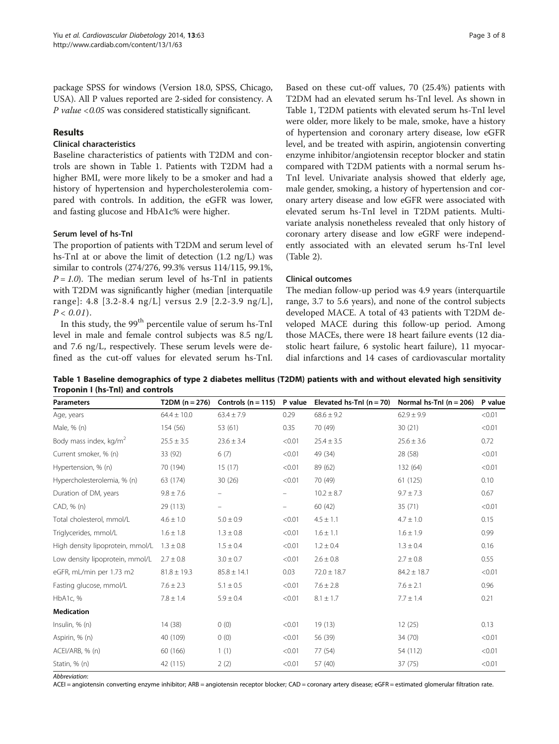package SPSS for windows (Version 18.0, SPSS, Chicago, USA). All P values reported are 2-sided for consistency. A *P value <0.05* was considered statistically significant.

## Results

### Clinical characteristics

Baseline characteristics of patients with T2DM and controls are shown in Table 1. Patients with T2DM had a higher BMI, were more likely to be a smoker and had a history of hypertension and hypercholesterolemia compared with controls. In addition, the eGFR was lower, and fasting glucose and HbA1c% were higher.

### Serum level of hs-TnI

The proportion of patients with T2DM and serum level of hs-TnI at or above the limit of detection (1.2 ng/L) was similar to controls (274/276, 99.3% versus 114/115, 99.1%, $P = 1.0$). The median serum level of hs-TnI in patients with T2DM was significantly higher (median [interquatile range]: 4.8 [3.2-8.4 ng/L] versus 2.9 [2.2-3.9 ng/L], $P < 0.01$).

In this study, the 99th percentile value of serum hs-TnI level in male and female control subjects was 8.5 ng/L and 7.6 ng/L, respectively. These serum levels were defined as the cut-off values for elevated serum hs-TnI. Based on these cut-off values, 70 (25.4%) patients with T2DM had an elevated serum hs-TnI level. As shown in Table 1, T2DM patients with elevated serum hs-TnI level were older, more likely to be male, smoke, have a history of hypertension and coronary artery disease, low eGFR level, and be treated with aspirin, angiotensin converting enzyme inhibitor/angiotensin receptor blocker and statin compared with T2DM patients with a normal serum hs-TnI level. Univariate analysis showed that elderly age, male gender, smoking, a history of hypertension and coronary artery disease and low eGFR were associated with elevated serum hs-TnI level in T2DM patients. Multivariate analysis nonetheless revealed that only history of coronary artery disease and low eGRF were independently associated with an elevated serum hs-TnI level (Table 2).

### Clinical outcomes

The median follow-up period was 4.9 years (interquartile range, 3.7 to 5.6 years), and none of the control subjects developed MACE. A total of 43 patients with T2DM developed MACE during this follow-up period. Among those MACEs, there were 18 heart failure events (12 diastolic heart failure, 6 systolic heart failure), 11 myocardial infarctions and 14 cases of cardiovascular mortality

**Table 1 Baseline demographics of type 2 diabetes mellitus (T2DM) patients with and without elevated high sensitivity Troponin I (hs-TnI) and controls**

| Parameters | T2DM (n = 276) | Controls (n = 115) | P value | Elevated hs-TnI (n = 70) | Normal hs-TnI (n = 206) | P value |
|---|---|---|---|---|---|---|
| Age, years | 64.4 ± 10.0 | 63.4 ± 7.9 | 0.29 | 68.6 ± 9.2 | 62.9 ± 9.9 | <0.01 |
| Male, % (n) | 154 (56) | 53 (61) | 0.35 | 70 (49) | 30 (21) | <0.01 |
| Body mass index, kg/m$^2$ | 25.5 ± 3.5 | 23.6 ± 3.4 | <0.01 | 25.4 ± 3.5 | 25.6 ± 3.6 | 0.72 |
| Current smoker, % (n) | 33 (92) | 6 (7) | <0.01 | 49 (34) | 28 (58) | <0.01 |
| Hypertension, % (n) | 70 (194) | 15 (17) | <0.01 | 89 (62) | 132 (64) | <0.01 |
| Hypercholesterolemia, % (n) | 63 (174) | 30 (26) | <0.01 | 70 (49) | 61 (125) | 0.10 |
| Duration of DM, years | 9.8 ± 7.6 | – | – | 10.2 ± 8.7 | 9.7 ± 7.3 | 0.67 |
| CAD, % (n) | 29 (113) | – | – | 60 (42) | 35 (71) | <0.01 |
| Total cholesterol, mmol/L | 4.6 ± 1.0 | 5.0 ± 0.9 | <0.01 | 4.5 ± 1.1 | 4.7 ± 1.0 | 0.15 |
| Triglycerides, mmol/L | 1.6 ± 1.8 | 1.3 ± 0.8 | <0.01 | 1.6 ± 1.1 | 1.6 ± 1.9 | 0.99 |
| High density lipoprotein, mmol/L | 1.3 ± 0.8 | 1.5 ± 0.4 | <0.01 | 1.2 ± 0.4 | 1.3 ± 0.4 | 0.16 |
| Low density lipoprotein, mmol/L | 2.7 ± 0.8 | 3.0 ± 0.7 | <0.01 | 2.6 ± 0.8 | 2.7 ± 0.8 | 0.55 |
| eGFR, mL/min per 1.73 m2 | 81.8 ± 19.3 | 85.8 ± 14.1 | 0.03 | 72.0 ± 18.7 | 84.2 ± 18.7 | <0.01 |
| Fasting glucose, mmol/L | 7.6 ± 2.3 | 5.1 ± 0.5 | <0.01 | 7.6 ± 2.8 | 7.6 ± 2.1 | 0.96 |
| HbA1c, % | 7.8 ± 1.4 | 5.9 ± 0.4 | <0.01 | 8.1 ± 1.7 | 7.7 ± 1.4 | 0.21 |
| **Medication** | | | | | | |
| Insulin, % (n) | 14 (38) | 0 (0) | <0.01 | 19 (13) | 12 (25) | 0.13 |
| Aspirin, % (n) | 40 (109) | 0 (0) | <0.01 | 56 (39) | 34 (70) | <0.01 |
| ACEI/ARB, % (n) | 60 (166) | 1 (1) | <0.01 | 77 (54) | 54 (112) | <0.01 |
| Statin, % (n) | 42 (115) | 2 (2) | <0.01 | 57 (40) | 37 (75) | <0.01 |

*Abbreviation*:
ACEI = angiotensin converting enzyme inhibitor; ARB = angiotensin receptor blocker; CAD = coronary artery disease; eGFR = estimated glomerular filtration rate.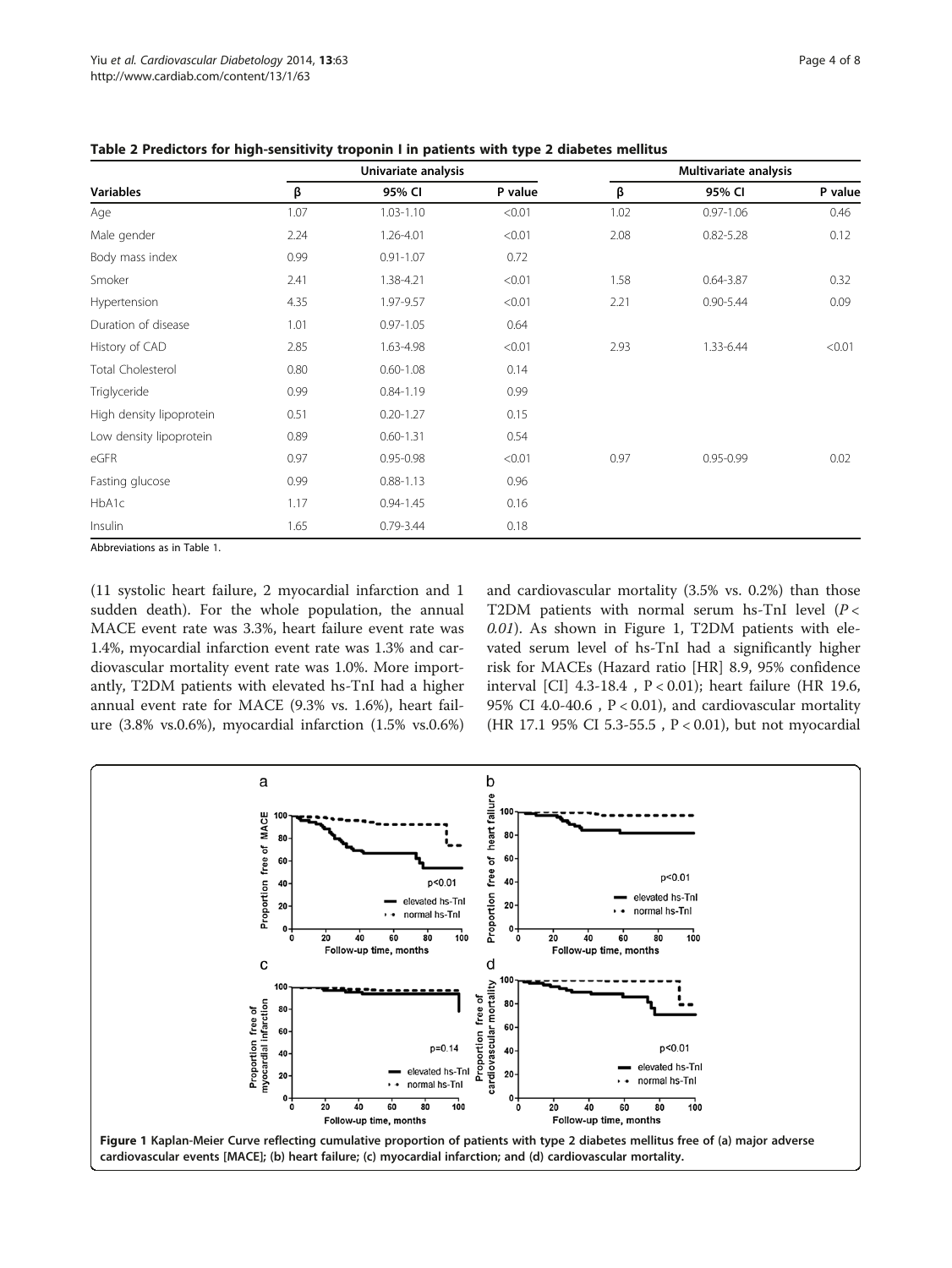**Table 2 Predictors for high-sensitivity troponin I in patients with type 2 diabetes mellitus**

| | Univariate analysis | | | Multivariate analysis | | |
|---|---|---|---|---|---|---|
| **Variables** | **β** | **95% CI** | **P value** | **β** | **95% CI** | **P value** |
| Age | 1.07 | 1.03-1.10 | <0.01 | 1.02 | 0.97-1.06 | 0.46 |
| Male gender | 2.24 | 1.26-4.01 | <0.01 | 2.08 | 0.82-5.28 | 0.12 |
| Body mass index | 0.99 | 0.91-1.07 | 0.72 | | | |
| Smoker | 2.41 | 1.38-4.21 | <0.01 | 1.58 | 0.64-3.87 | 0.32 |
| Hypertension | 4.35 | 1.97-9.57 | <0.01 | 2.21 | 0.90-5.44 | 0.09 |
| Duration of disease | 1.01 | 0.97-1.05 | 0.64 | | | |
| History of CAD | 2.85 | 1.63-4.98 | <0.01 | 2.93 | 1.33-6.44 | <0.01 |
| Total Cholesterol | 0.80 | 0.60-1.08 | 0.14 | | | |
| Triglyceride | 0.99 | 0.84-1.19 | 0.99 | | | |
| High density lipoprotein | 0.51 | 0.20-1.27 | 0.15 | | | |
| Low density lipoprotein | 0.89 | 0.60-1.31 | 0.54 | | | |
| eGFR | 0.97 | 0.95-0.98 | <0.01 | 0.97 | 0.95-0.99 | 0.02 |
| Fasting glucose | 0.99 | 0.88-1.13 | 0.96 | | | |
| HbA1c | 1.17 | 0.94-1.45 | 0.16 | | | |
| Insulin | 1.65 | 0.79-3.44 | 0.18 | | | |

Abbreviations as in Table 1.

(11 systolic heart failure, 2 myocardial infarction and 1 sudden death). For the whole population, the annual MACE event rate was 3.3%, heart failure event rate was 1.4%, myocardial infarction event rate was 1.3% and cardiovascular mortality event rate was 1.0%. More importantly, T2DM patients with elevated hs-TnI had a higher annual event rate for MACE (9.3% vs. 1.6%), heart failure (3.8% vs.0.6%), myocardial infarction (1.5% vs.0.6%) and cardiovascular mortality (3.5% vs. 0.2%) than those T2DM patients with normal serum hs-TnI level (*P* < *0.01*). As shown in Figure 1, T2DM patients with elevated serum level of hs-TnI had a significantly higher risk for MACEs (Hazard ratio [HR] 8.9, 95% confidence interval [CI] 4.3-18.4 , P < 0.01); heart failure (HR 19.6, 95% CI 4.0-40.6 , P < 0.01), and cardiovascular mortality (HR 17.1 95% CI 5.3-55.5 , P < 0.01), but not myocardial

**Figure 1** Kaplan-Meier Curve reflecting cumulative proportion of patients with type 2 diabetes mellitus free of (a) major adverse cardiovascular events [MACE]; (b) heart failure; (c) myocardial infarction; and (d) cardiovascular mortality.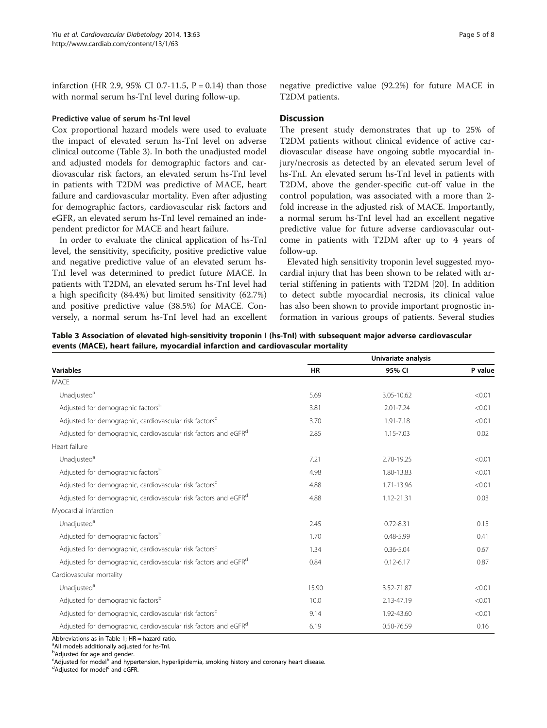infarction (HR 2.9, 95% CI 0.7-11.5, P = 0.14) than those with normal serum hs-TnI level during follow-up.

### Predictive value of serum hs-TnI level

Cox proportional hazard models were used to evaluate the impact of elevated serum hs-TnI level on adverse clinical outcome (Table 3). In both the unadjusted model and adjusted models for demographic factors and cardiovascular risk factors, an elevated serum hs-TnI level in patients with T2DM was predictive of MACE, heart failure and cardiovascular mortality. Even after adjusting for demographic factors, cardiovascular risk factors and eGFR, an elevated serum hs-TnI level remained an independent predictor for MACE and heart failure.

In order to evaluate the clinical application of hs-TnI level, the sensitivity, specificity, positive predictive value and negative predictive value of an elevated serum hs-TnI level was determined to predict future MACE. In patients with T2DM, an elevated serum hs-TnI level had a high specificity (84.4%) but limited sensitivity (62.7%) and positive predictive value (38.5%) for MACE. Conversely, a normal serum hs-TnI level had an excellent negative predictive value (92.2%) for future MACE in T2DM patients.

## Discussion

The present study demonstrates that up to 25% of T2DM patients without clinical evidence of active cardiovascular disease have ongoing subtle myocardial injury/necrosis as detected by an elevated serum level of hs-TnI. An elevated serum hs-TnI level in patients with T2DM, above the gender-specific cut-off value in the control population, was associated with a more than 2-fold increase in the adjusted risk of MACE. Importantly, a normal serum hs-TnI level had an excellent negative predictive value for future adverse cardiovascular outcome in patients with T2DM after up to 4 years of follow-up.

Elevated high sensitivity troponin level suggested myocardial injury that has been shown to be related with arterial stiffening in patients with T2DM [20]. In addition to detect subtle myocardial necrosis, its clinical value has also been shown to provide important prognostic information in various groups of patients. Several studies

**Table 3 Association of elevated high-sensitivity troponin I (hs-TnI) with subsequent major adverse cardiovascular events (MACE), heart failure, myocardial infarction and cardiovascular mortality**

| | Univariate analysis | | |
|---|---|---|---|
| **Variables** | **HR** | **95% CI** | **P value** |
| MACE | | | |
| Unadjusted[a] | 5.69 | 3.05-10.62 | <0.01 |
| Adjusted for demographic factors[b] | 3.81 | 2.01-7.24 | <0.01 |
| Adjusted for demographic, cardiovascular risk factors[c] | 3.70 | 1.91-7.18 | <0.01 |
| Adjusted for demographic, cardiovascular risk factors and eGFR[d] | 2.85 | 1.15-7.03 | 0.02 |
| Heart failure | | | |
| Unadjusted[a] | 7.21 | 2.70-19.25 | <0.01 |
| Adjusted for demographic factors[b] | 4.98 | 1.80-13.83 | <0.01 |
| Adjusted for demographic, cardiovascular risk factors[c] | 4.88 | 1.71-13.96 | <0.01 |
| Adjusted for demographic, cardiovascular risk factors and eGFR[d] | 4.88 | 1.12-21.31 | 0.03 |
| Myocardial infarction | | | |
| Unadjusted[a] | 2.45 | 0.72-8.31 | 0.15 |
| Adjusted for demographic factors[b] | 1.70 | 0.48-5.99 | 0.41 |
| Adjusted for demographic, cardiovascular risk factors[c] | 1.34 | 0.36-5.04 | 0.67 |
| Adjusted for demographic, cardiovascular risk factors and eGFR[d] | 0.84 | 0.12-6.17 | 0.87 |
| Cardiovascular mortality | | | |
| Unadjusted[a] | 15.90 | 3.52-71.87 | <0.01 |
| Adjusted for demographic factors[b] | 10.0 | 2.13-47.19 | <0.01 |
| Adjusted for demographic, cardiovascular risk factors[c] | 9.14 | 1.92-43.60 | <0.01 |
| Adjusted for demographic, cardiovascular risk factors and eGFR[d] | 6.19 | 0.50-76.59 | 0.16 |

Abbreviations as in Table 1; HR = hazard ratio.
[a]All models additionally adjusted for hs-TnI.
[b]Adjusted for age and gender.
[c]Adjusted for model[b] and hypertension, hyperlipidemia, smoking history and coronary heart disease.
[d]Adjusted for model[c] and eGFR.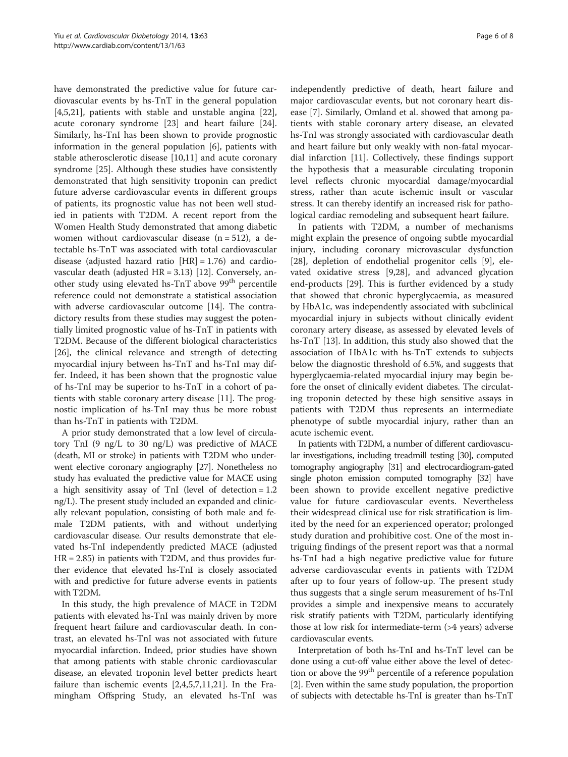have demonstrated the predictive value for future cardiovascular events by hs-TnT in the general population [4,5,21], patients with stable and unstable angina [22], acute coronary syndrome [23] and heart failure [24]. Similarly, hs-TnI has been shown to provide prognostic information in the general population [6], patients with stable atherosclerotic disease [10,11] and acute coronary syndrome [25]. Although these studies have consistently demonstrated that high sensitivity troponin can predict future adverse cardiovascular events in different groups of patients, its prognostic value has not been well studied in patients with T2DM. A recent report from the Women Health Study demonstrated that among diabetic women without cardiovascular disease (n = 512), a detectable hs-TnT was associated with total cardiovascular disease (adjusted hazard ratio [HR] = 1.76) and cardiovascular death (adjusted HR = 3.13) [12]. Conversely, another study using elevated hs-TnT above 99[th] percentile reference could not demonstrate a statistical association with adverse cardiovascular outcome [14]. The contradictory results from these studies may suggest the potentially limited prognostic value of hs-TnT in patients with T2DM. Because of the different biological characteristics [26], the clinical relevance and strength of detecting myocardial injury between hs-TnT and hs-TnI may differ. Indeed, it has been shown that the prognostic value of hs-TnI may be superior to hs-TnT in a cohort of patients with stable coronary artery disease [11]. The prognostic implication of hs-TnI may thus be more robust than hs-TnT in patients with T2DM.

A prior study demonstrated that a low level of circulatory TnI (9 ng/L to 30 ng/L) was predictive of MACE (death, MI or stroke) in patients with T2DM who underwent elective coronary angiography [27]. Nonetheless no study has evaluated the predictive value for MACE using a high sensitivity assay of TnI (level of detection = 1.2 ng/L). The present study included an expanded and clinically relevant population, consisting of both male and female T2DM patients, with and without underlying cardiovascular disease. Our results demonstrate that elevated hs-TnI independently predicted MACE (adjusted HR = 2.85) in patients with T2DM, and thus provides further evidence that elevated hs-TnI is closely associated with and predictive for future adverse events in patients with T2DM.

In this study, the high prevalence of MACE in T2DM patients with elevated hs-TnI was mainly driven by more frequent heart failure and cardiovascular death. In contrast, an elevated hs-TnI was not associated with future myocardial infarction. Indeed, prior studies have shown that among patients with stable chronic cardiovascular disease, an elevated troponin level better predicts heart failure than ischemic events [2,4,5,7,11,21]. In the Framingham Offspring Study, an elevated hs-TnI was independently predictive of death, heart failure and major cardiovascular events, but not coronary heart disease [7]. Similarly, Omland et al. showed that among patients with stable coronary artery disease, an elevated hs-TnI was strongly associated with cardiovascular death and heart failure but only weakly with non-fatal myocardial infarction [11]. Collectively, these findings support the hypothesis that a measurable circulating troponin level reflects chronic myocardial damage/myocardial stress, rather than acute ischemic insult or vascular stress. It can thereby identify an increased risk for pathological cardiac remodeling and subsequent heart failure.

In patients with T2DM, a number of mechanisms might explain the presence of ongoing subtle myocardial injury, including coronary microvascular dysfunction [28], depletion of endothelial progenitor cells [9], elevated oxidative stress [9,28], and advanced glycation end-products [29]. This is further evidenced by a study that showed that chronic hyperglycaemia, as measured by HbA1c, was independently associated with subclinical myocardial injury in subjects without clinically evident coronary artery disease, as assessed by elevated levels of hs-TnT [13]. In addition, this study also showed that the association of HbA1c with hs-TnT extends to subjects below the diagnostic threshold of 6.5%, and suggests that hyperglycaemia-related myocardial injury may begin before the onset of clinically evident diabetes. The circulating troponin detected by these high sensitive assays in patients with T2DM thus represents an intermediate phenotype of subtle myocardial injury, rather than an acute ischemic event.

In patients with T2DM, a number of different cardiovascular investigations, including treadmill testing [30], computed tomography angiography [31] and electrocardiogram-gated single photon emission computed tomography [32] have been shown to provide excellent negative predictive value for future cardiovascular events. Nevertheless their widespread clinical use for risk stratification is limited by the need for an experienced operator; prolonged study duration and prohibitive cost. One of the most intriguing findings of the present report was that a normal hs-TnI had a high negative predictive value for future adverse cardiovascular events in patients with T2DM after up to four years of follow-up. The present study thus suggests that a single serum measurement of hs-TnI provides a simple and inexpensive means to accurately risk stratify patients with T2DM, particularly identifying those at low risk for intermediate-term (>4 years) adverse cardiovascular events.

Interpretation of both hs-TnI and hs-TnT level can be done using a cut-off value either above the level of detection or above the 99[th] percentile of a reference population [2]. Even within the same study population, the proportion of subjects with detectable hs-TnI is greater than hs-TnT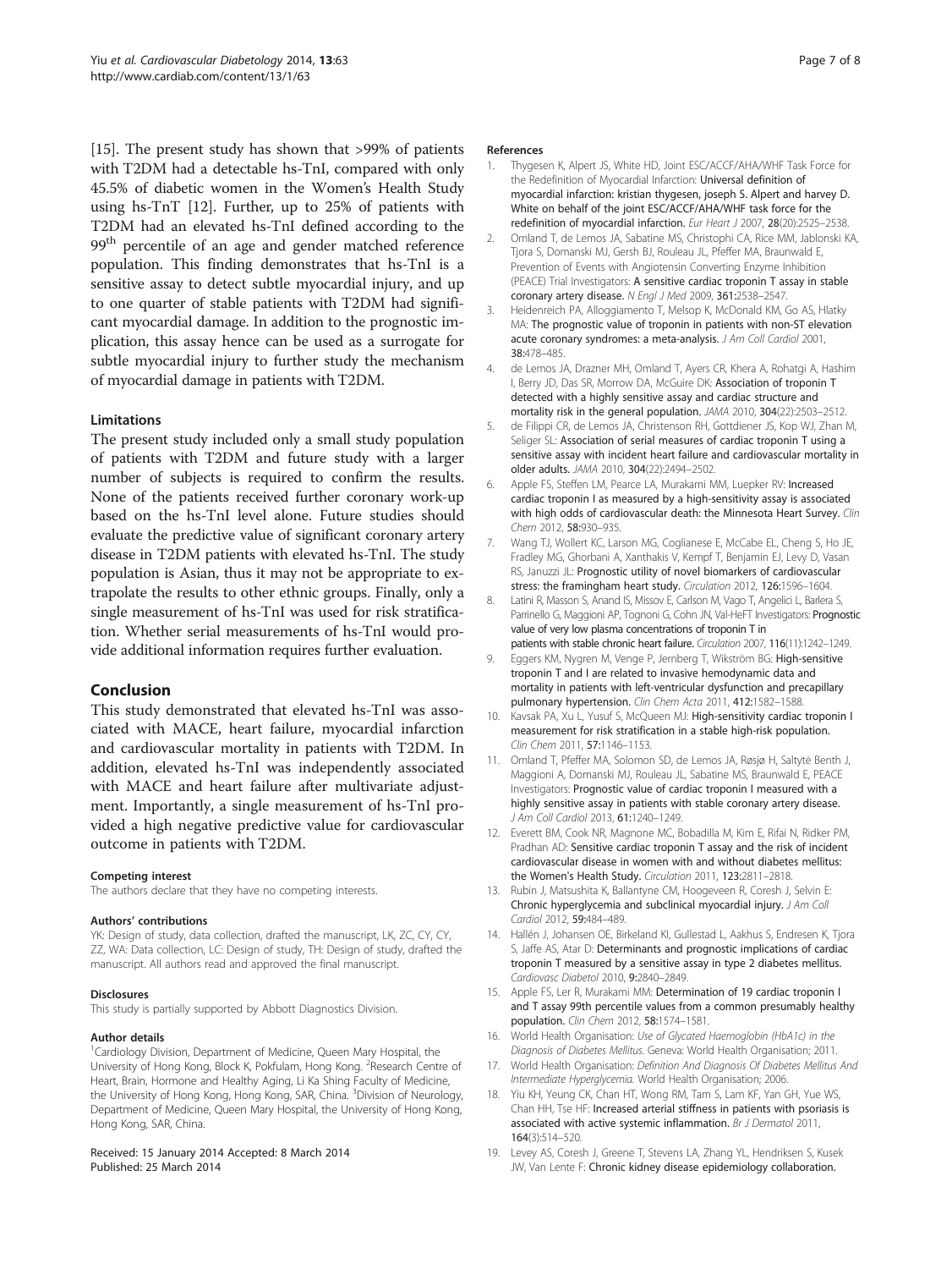[15]. The present study has shown that >99% of patients with T2DM had a detectable hs-TnI, compared with only 45.5% of diabetic women in the Women's Health Study using hs-TnT [12]. Further, up to 25% of patients with T2DM had an elevated hs-TnI defined according to the 99th percentile of an age and gender matched reference population. This finding demonstrates that hs-TnI is a sensitive assay to detect subtle myocardial injury, and up to one quarter of stable patients with T2DM had significant myocardial damage. In addition to the prognostic implication, this assay hence can be used as a surrogate for subtle myocardial injury to further study the mechanism of myocardial damage in patients with T2DM.

### Limitations

The present study included only a small study population of patients with T2DM and future study with a larger number of subjects is required to confirm the results. None of the patients received further coronary work-up based on the hs-TnI level alone. Future studies should evaluate the predictive value of significant coronary artery disease in T2DM patients with elevated hs-TnI. The study population is Asian, thus it may not be appropriate to extrapolate the results to other ethnic groups. Finally, only a single measurement of hs-TnI was used for risk stratification. Whether serial measurements of hs-TnI would provide additional information requires further evaluation.

## Conclusion

This study demonstrated that elevated hs-TnI was associated with MACE, heart failure, myocardial infarction and cardiovascular mortality in patients with T2DM. In addition, elevated hs-TnI was independently associated with MACE and heart failure after multivariate adjustment. Importantly, a single measurement of hs-TnI provided a high negative predictive value for cardiovascular outcome in patients with T2DM.

#### Competing interest

The authors declare that they have no competing interests.

#### Authors' contributions

YK: Design of study, data collection, drafted the manuscript, LK, ZC, CY, CY, ZZ, WA: Data collection, LC: Design of study, TH: Design of study, drafted the manuscript. All authors read and approved the final manuscript.

#### Disclosures

This study is partially supported by Abbott Diagnostics Division.

#### Author details

[1]Cardiology Division, Department of Medicine, Queen Mary Hospital, the University of Hong Kong, Block K, Pokfulam, Hong Kong. [2]Research Centre of Heart, Brain, Hormone and Healthy Aging, Li Ka Shing Faculty of Medicine, the University of Hong Kong, Hong Kong, SAR, China. [3]Division of Neurology, Department of Medicine, Queen Mary Hospital, the University of Hong Kong, Hong Kong, SAR, China.

Received: 15 January 2014 Accepted: 8 March 2014
Published: 25 March 2014

#### References

1. Thygesen K, Alpert JS, White HD, Joint ESC/ACCF/AHA/WHF Task Force for the Redefinition of Myocardial Infarction: **Universal definition of myocardial infarction: kristian thygesen, joseph S. Alpert and harvey D. White on behalf of the joint ESC/ACCF/AHA/WHF task force for the redefinition of myocardial infarction.** *Eur Heart J* 2007, **28**(20):2525–2538.
2. Omland T, de Lemos JA, Sabatine MS, Christophi CA, Rice MM, Jablonski KA, Tjora S, Domanski MJ, Gersh BJ, Rouleau JL, Pfeffer MA, Braunwald E, Prevention of Events with Angiotensin Converting Enzyme Inhibition (PEACE) Trial Investigators: **A sensitive cardiac troponin T assay in stable coronary artery disease.** *N Engl J Med* 2009, **361:**2538–2547.
3. Heidenreich PA, Alloggiamento T, Melsop K, McDonald KM, Go AS, Hlatky MA: **The prognostic value of troponin in patients with non-ST elevation acute coronary syndromes: a meta-analysis.** *J Am Coll Cardiol* 2001, **38:**478–485.
4. de Lemos JA, Drazner MH, Omland T, Ayers CR, Khera A, Rohatgi A, Hashim I, Berry JD, Das SR, Morrow DA, McGuire DK: **Association of troponin T detected with a highly sensitive assay and cardiac structure and mortality risk in the general population.** *JAMA* 2010, **304**(22):2503–2512.
5. de Filippi CR, de Lemos JA, Christenson RH, Gottdiener JS, Kop WJ, Zhan M, Seliger SL: **Association of serial measures of cardiac troponin T using a sensitive assay with incident heart failure and cardiovascular mortality in older adults.** *JAMA* 2010, **304**(22):2494–2502.
6. Apple FS, Steffen LM, Pearce LA, Murakami MM, Luepker RV: **Increased cardiac troponin I as measured by a high-sensitivity assay is associated with high odds of cardiovascular death: the Minnesota Heart Survey.** *Clin Chem* 2012, **58:**930–935.
7. Wang TJ, Wollert KC, Larson MG, Coglianese E, McCabe EL, Cheng S, Ho JE, Fradley MG, Ghorbani A, Xanthakis V, Kempf T, Benjamin EJ, Levy D, Vasan RS, Januzzi JL: **Prognostic utility of novel biomarkers of cardiovascular stress: the framingham heart study.** *Circulation* 2012, **126:**1596–1604.
8. Latini R, Masson S, Anand IS, Missov E, Carlson M, Vago T, Angelici L, Barlera S, Parrinello G, Maggioni AP, Tognoni G, Cohn JN, Val-HeFT Investigators: **Prognostic value of very low plasma concentrations of troponin T in patients with stable chronic heart failure.** *Circulation* 2007, **116**(11):1242–1249.
9. Eggers KM, Nygren M, Venge P, Jernberg T, Wikström BG: **High-sensitive troponin T and I are related to invasive hemodynamic data and mortality in patients with left-ventricular dysfunction and precapillary pulmonary hypertension.** *Clin Chem Acta* 2011, **412:**1582–1588.
10. Kavsak PA, Xu L, Yusuf S, McQueen MJ: **High-sensitivity cardiac troponin I measurement for risk stratification in a stable high-risk population.** *Clin Chem* 2011, **57:**1146–1153.
11. Omland T, Pfeffer MA, Solomon SD, de Lemos JA, Røsjø H, Saltytė Benth J, Maggioni A, Domanski MJ, Rouleau JL, Sabatine MS, Braunwald E, PEACE Investigators: **Prognostic value of cardiac troponin I measured with a highly sensitive assay in patients with stable coronary artery disease.** *J Am Coll Cardiol* 2013, **61:**1240–1249.
12. Everett BM, Cook NR, Magnone MC, Bobadilla M, Kim E, Rifai N, Ridker PM, Pradhan AD: **Sensitive cardiac troponin T assay and the risk of incident cardiovascular disease in women with and without diabetes mellitus: the Women's Health Study.** *Circulation* 2011, **123:**2811–2818.
13. Rubin J, Matsushita K, Ballantyne CM, Hoogeveen R, Coresh J, Selvin E: **Chronic hyperglycemia and subclinical myocardial injury.** *J Am Coll Cardiol* 2012, **59:**484–489.
14. Hallén J, Johansen OE, Birkeland KI, Gullestad L, Aakhus S, Endresen K, Tjora S, Jaffe AS, Atar D: **Determinants and prognostic implications of cardiac troponin T measured by a sensitive assay in type 2 diabetes mellitus.** *Cardiovasc Diabetol* 2010, **9:**2840–2849.
15. Apple FS, Ler R, Murakami MM: **Determination of 19 cardiac troponin I and T assay 99th percentile values from a common presumably healthy population.** *Clin Chem* 2012, **58:**1574–1581.
16. World Health Organisation: *Use of Glycated Haemoglobin (HbA1c) in the Diagnosis of Diabetes Mellitus.* Geneva: World Health Organisation; 2011.
17. World Health Organisation: *Definition And Diagnosis Of Diabetes Mellitus And Intermediate Hyperglycemia.* World Health Organisation; 2006.
18. Yiu KH, Yeung CK, Chan HT, Wong RM, Tam S, Lam KF, Yan GH, Yue WS, Chan HH, Tse HF: **Increased arterial stiffness in patients with psoriasis is associated with active systemic inflammation.** *Br J Dermatol* 2011, **164**(3):514–520.
19. Levey AS, Coresh J, Greene T, Stevens LA, Zhang YL, Hendriksen S, Kusek JW, Van Lente F: **Chronic kidney disease epidemiology collaboration.**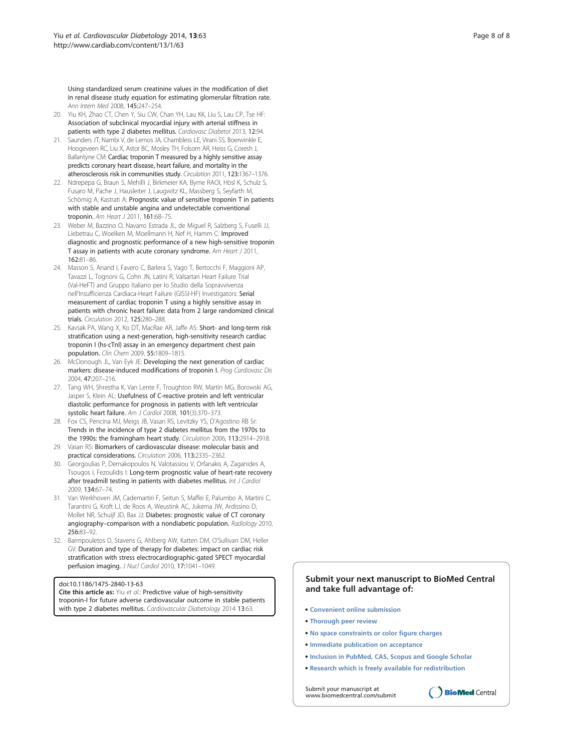Using standardized serum creatinine values in the modification of diet in renal disease study equation for estimating glomerular filtration rate. *Ann Intern Med* 2008, **145**:247–254.

20. Yiu KH, Zhao CT, Chen Y, Siu CW, Chan YH, Lau KK, Liu S, Lau CP, Tse HF: Association of subclinical myocardial injury with arterial stiffness in patients with type 2 diabetes mellitus. *Cardiovasc Diabetol* 2013, 12:94.
21. Saunders JT, Nambi V, de Lemos JA, Chambless LE, Virani SS, Boerwinkle E, Hoogeveen RC, Liu X, Astor BC, Mosley TH, Folsom AR, Heiss G, Coresh J, Ballantyne CM: Cardiac troponin T measured by a highly sensitive assay predicts coronary heart disease, heart failure, and mortality in the atherosclerosis risk in communities study. *Circulation* 2011, **123**:1367–1376.
22. Ndrepepa G, Braun S, Mehilli J, Birkmeier KA, Byrne RAOI, Hösl K, Schulz S, Fusaro M, Pache J, Hausleiter J, Laugwitz KL, Massberg S, Seyfarth M, Schömig A, Kastrati A: Prognostic value of sensitive troponin T in patients with stable and unstable angina and undetectable conventional troponin. *Am Heart J* 2011, **161**:68–75.
23. Weber M, Bazzino O, Navarro Estrada JL, de Miguel R, Salzberg S, Fuselli JJ, Liebetrau C, Woelken M, Moellmann H, Nef H, Hamm C: Improved diagnostic and prognostic performance of a new high-sensitive troponin T assay in patients with acute coronary syndrome. *Am Heart J* 2011, **162**:81–86.
24. Masson S, Anand I, Favero C, Barlera S, Vago T, Bertocchi F, Maggioni AP, Tavazzi L, Tognoni G, Cohn JN, Latini R, Valsartan Heart Failure Trial (Val-HeFT) and Gruppo Italiano per lo Studio della Sopravvivenza nell'Insufficienza Cardiaca-Heart Failure (GISSI-HF) Investigators: Serial measurement of cardiac troponin T using a highly sensitive assay in patients with chronic heart failure: data from 2 large randomized clinical trials. *Circulation* 2012, **125**:280–288.
25. Kavsak PA, Wang X, Ko DT, MacRae AR, Jaffe AS: Short- and long-term risk stratification using a next-generation, high-sensitivity research cardiac troponin I (hs-cTnI) assay in an emergency department chest pain population. *Clin Chem* 2009, **55**:1809–1815.
26. McDonough JL, Van Eyk JE: Developing the next generation of cardiac markers: disease-induced modifications of troponin I. *Prog Cardiovasc Dis* 2004, **47**:207–216.
27. Tang WH, Shrestha K, Van Lente F, Troughton RW, Martin MG, Borowski AG, Jasper S, Klein AL: Usefulness of C-reactive protein and left ventricular diastolic performance for prognosis in patients with left ventricular systolic heart failure. *Am J Cardiol* 2008, **101**(3):370–373.
28. Fox CS, Pencina MJ, Meigs JB, Vasan RS, Levitzky YS, D'Agostino RB Sr: Trends in the incidence of type 2 diabetes mellitus from the 1970s to the 1990s: the framingham heart study. *Circulation* 2006, **113**:2914–2918.
29. Vasan RS: Biomarkers of cardiovascular disease: molecular basis and practical considerations. *Circulation* 2006, **113**:2335–2362.
30. Georgoulias P, Demakopoulos N, Valotassiou V, Orfanakis A, Zaganides A, Tsougos I, Fezoulidis I: Long-term prognostic value of heart-rate recovery after treadmill testing in patients with diabetes mellitus. *Int J Cardiol* 2009, **134**:67–74.
31. Van Werkhoven JM, Cademartiri F, Seitun S, Maffei E, Palumbo A, Martini C, Tarantini G, Kroft LJ, de Roos A, Weustink AC, Jukema JW, Ardissino D, Mollet NR, Schuijf JD, Bax JJ: Diabetes: prognostic value of CT coronary angiography–comparison with a nondiabetic population. *Radiology* 2010, **256**:83–92.
32. Barmpouletos D, Stavens G, Ahlberg AW, Katten DM, O'Sullivan DM, Heller GV: Duration and type of therapy for diabetes: impact on cardiac risk stratification with stress electrocardiographic-gated SPECT myocardial perfusion imaging. *J Nucl Cardiol* 2010, **17**:1041–1049.

doi:10.1186/1475-2840-13-63
**Cite this article as:** Yiu *et al.*: Predictive value of high-sensitivity troponin-I for future adverse cardiovascular outcome in stable patients with type 2 diabetes mellitus. *Cardiovascular Diabetology* 2014 13:63.

**Submit your next manuscript to BioMed Central and take full advantage of:**

- Convenient online submission
- Thorough peer review
- No space constraints or color figure charges
- Immediate publication on acceptance
- Inclusion in PubMed, CAS, Scopus and Google Scholar
- Research which is freely available for redistribution

Submit your manuscript at
www.biomedcentral.com/submit

BioMed Central